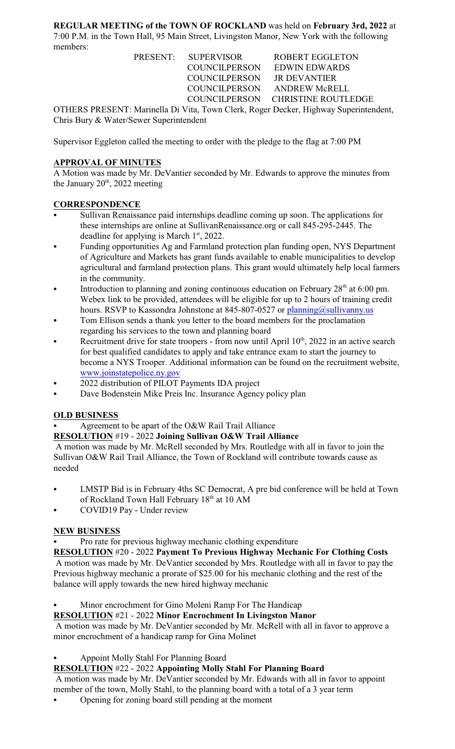**REGULAR MEETING of the TOWN OF ROCKLAND** was held on **February 3rd, 2022** at 7:00 P.M. in the Town Hall, 95 Main Street, Livingston Manor, New York with the following members:

| | | |
|---|---|---|
| PRESENT: | SUPERVISOR | ROBERT EGGLETON |
| | COUNCILPERSON | EDWIN EDWARDS |
| | COUNCILPERSON | JR DEVANTIER |
| | COUNCILPERSON | ANDREW McRELL |
| | COUNCILPERSON | CHRISTINE ROUTLEDGE |

OTHERS PRESENT: Marinella Di Vita, Town Clerk, Roger Decker, Highway Superintendent, Chris Bury & Water/Sewer Superintendent

Supervisor Eggleton called the meeting to order with the pledge to the flag at 7:00 PM

## APPROVAL OF MINUTES

A Motion was made by Mr. DeVantier seconded by Mr. Edwards to approve the minutes from the January 20th, 2022 meeting

## CORRESPONDENCE

- Sullivan Renaissance paid internships deadline coming up soon. The applications for these internships are online at SullivanRenaissance.org or call 845-295-2445. The deadline for applying is March 1st, 2022.
- Funding opportunities Ag and Farmland protection plan funding open, NYS Department of Agriculture and Markets has grant funds available to enable municipalities to develop agricultural and farmland protection plans. This grant would ultimately help local farmers in the community.
- Introduction to planning and zoning continuous education on February 28th at 6:00 pm. Webex link to be provided, attendees will be eligible for up to 2 hours of training credit hours. RSVP to Kassondra Johnstone at 845-807-0527 or planning@sullivanny.us
- Tom Ellison sends a thank you letter to the board members for the proclamation regarding his services to the town and planning board
- Recruitment drive for state troopers - from now until April 10th, 2022 in an active search for best qualified candidates to apply and take entrance exam to start the journey to become a NYS Trooper. Additional information can be found on the recruitment website, www.joinstatepolice.ny.gov
- 2022 distribution of PILOT Payments IDA project
- Dave Bodenstein Mike Preis Inc. Insurance Agency policy plan

## OLD BUSINESS

- Agreement to be apart of the O&W Rail Trail Alliance

**RESOLUTION** #19 - 2022 **Joining Sullivan O&W Trail Alliance**

A motion was made by Mr. McRell seconded by Mrs. Routledge with all in favor to join the Sullivan O&W Rail Trail Alliance, the Town of Rockland will contribute towards cause as needed

- LMSTP Bid is in February 4ths SC Democrat, A pre bid conference will be held at Town of Rockland Town Hall February 18th at 10 AM
- COVID19 Pay - Under review

## NEW BUSINESS

- Pro rate for previous highway mechanic clothing expenditure

**RESOLUTION** #20 - 2022 **Payment To Previous Highway Mechanic For Clothing Costs**

A motion was made by Mr. DeVantier seconded by Mrs. Routledge with all in favor to pay the Previous highway mechanic a prorate of $25.00 for his mechanic clothing and the rest of the balance will apply towards the new hired highway mechanic

- Minor encrochment for Gino Moleni Ramp For The Handicap

**RESOLUTION** #21 - 2022 **Minor Encrochment In Livingston Manor**

A motion was made by Mr. DeVantier seconded by Mr. McRell with all in favor to approve a minor encrochment of a handicap ramp for Gina Molinet

- Appoint Molly Stahl For Planning Board

**RESOLUTION** #22 - 2022 **Appointing Molly Stahl For Planning Board**

A motion was made by Mr. DeVantier seconded by Mr. Edwards with all in favor to appoint member of the town, Molly Stahl, to the planning board with a total of a 3 year term

- Opening for zoning board still pending at the moment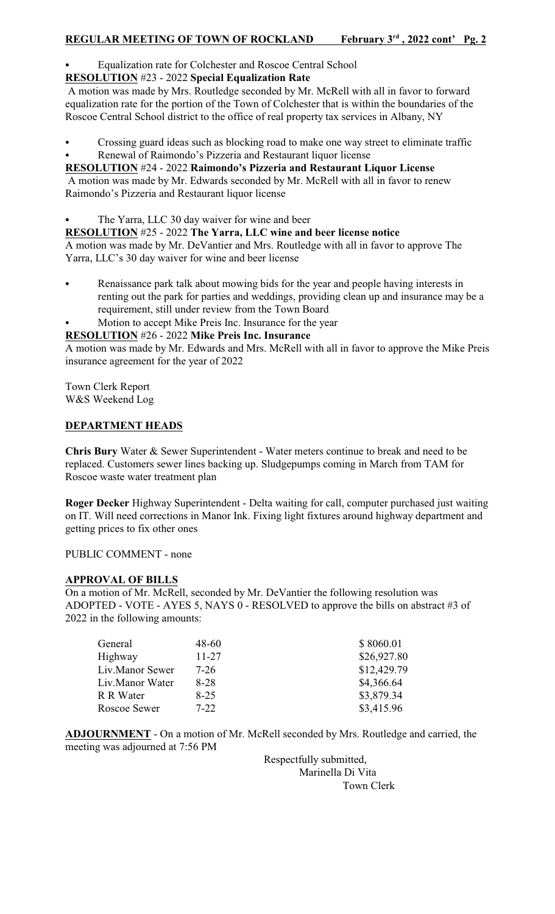- Equalization rate for Colchester and Roscoe Central School

**RESOLUTION** #23 - 2022 **Special Equalization Rate**

A motion was made by Mrs. Routledge seconded by Mr. McRell with all in favor to forward equalization rate for the portion of the Town of Colchester that is within the boundaries of the Roscoe Central School district to the office of real property tax services in Albany, NY

- Crossing guard ideas such as blocking road to make one way street to eliminate traffic
- Renewal of Raimondo's Pizzeria and Restaurant liquor license

**RESOLUTION** #24 - 2022 **Raimondo's Pizzeria and Restaurant Liquor License**

A motion was made by Mr. Edwards seconded by Mr. McRell with all in favor to renew Raimondo's Pizzeria and Restaurant liquor license

- The Yarra, LLC 30 day waiver for wine and beer

**RESOLUTION** #25 - 2022 **The Yarra, LLC wine and beer license notice**

A motion was made by Mr. DeVantier and Mrs. Routledge with all in favor to approve The Yarra, LLC's 30 day waiver for wine and beer license

- Renaissance park talk about mowing bids for the year and people having interests in renting out the park for parties and weddings, providing clean up and insurance may be a requirement, still under review from the Town Board
- Motion to accept Mike Preis Inc. Insurance for the year

**RESOLUTION** #26 - 2022 **Mike Preis Inc. Insurance**

A motion was made by Mr. Edwards and Mrs. McRell with all in favor to approve the Mike Preis insurance agreement for the year of 2022

Town Clerk Report
W&S Weekend Log

## DEPARTMENT HEADS

**Chris Bury** Water & Sewer Superintendent - Water meters continue to break and need to be replaced. Customers sewer lines backing up. Sludgepumps coming in March from TAM for Roscoe waste water treatment plan

**Roger Decker** Highway Superintendent - Delta waiting for call, computer purchased just waiting on IT. Will need corrections in Manor Ink. Fixing light fixtures around highway department and getting prices to fix other ones

PUBLIC COMMENT - none

## APPROVAL OF BILLS

On a motion of Mr. McRell, seconded by Mr. DeVantier the following resolution was ADOPTED - VOTE - AYES 5, NAYS 0 - RESOLVED to approve the bills on abstract #3 of 2022 in the following amounts:

| | | |
|---|---|---|
| General | 48-60 | $ 8060.01 |
| Highway | 11-27 | $26,927.80 |
| Liv.Manor Sewer | 7-26 | $12,429.79 |
| Liv.Manor Water | 8-28 | $4,366.64 |
| R R Water | 8-25 | $3,879.34 |
| Roscoe Sewer | 7-22 | $3,415.96 |

**ADJOURNMENT** - On a motion of Mr. McRell seconded by Mrs. Routledge and carried, the meeting was adjourned at 7:56 PM

Respectfully submitted,
Marinella Di Vita
Town Clerk